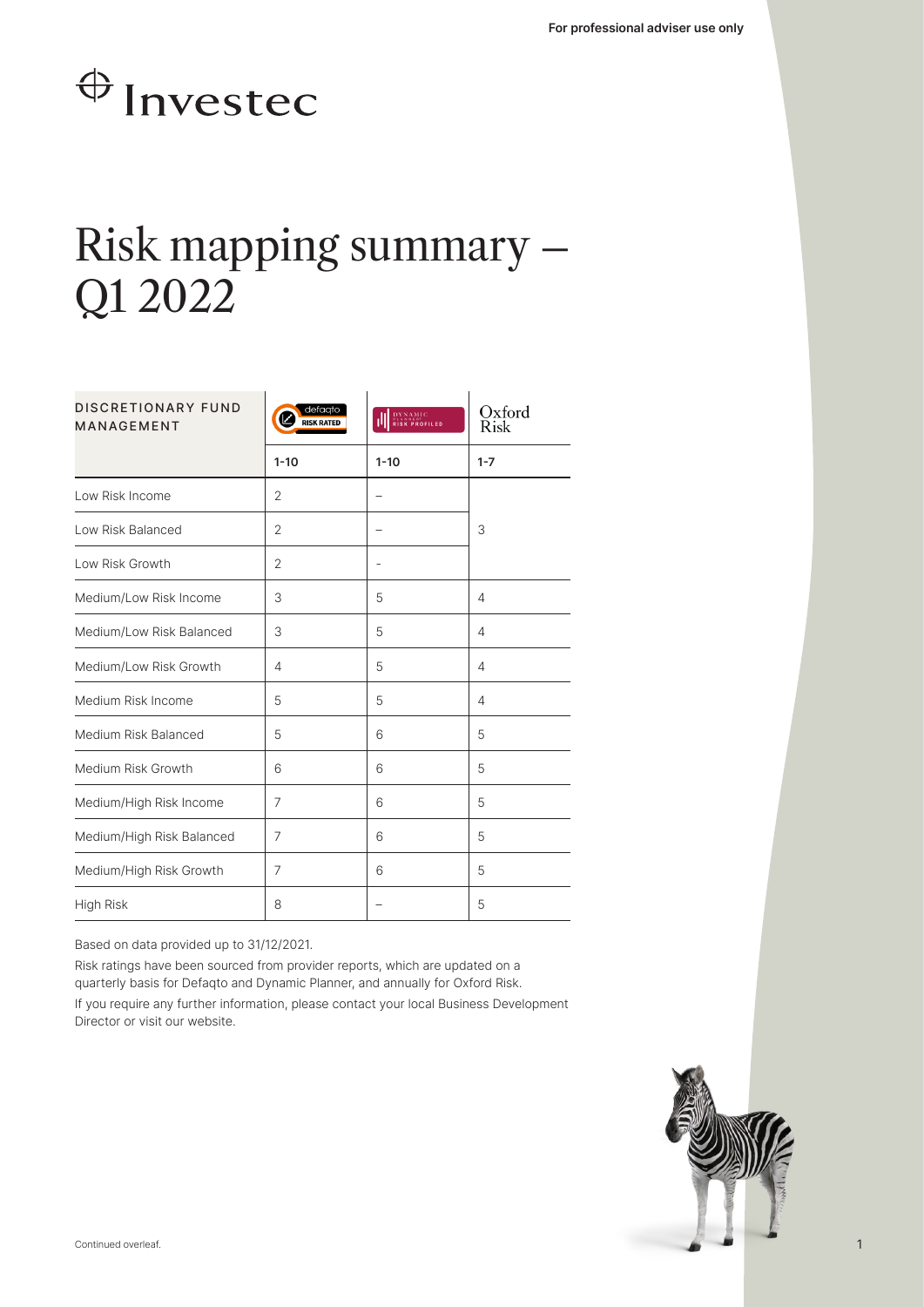For professional adviser use only

Investec

# Risk mapping summary – Q1 2022

| DISCRETIONARY FUND MANAGEMENT | defaqto RISK RATED | DYNAMIC PLANNER RISK PROFILED | Oxford Risk |
|---|---|---|---|
| | 1-10 | 1-10 | 1-7 |
| Low Risk Income | 2 | – | 3 |
| Low Risk Balanced | 2 | – | |
| Low Risk Growth | 2 | - | |
| Medium/Low Risk Income | 3 | 5 | 4 |
| Medium/Low Risk Balanced | 3 | 5 | 4 |
| Medium/Low Risk Growth | 4 | 5 | 4 |
| Medium Risk Income | 5 | 5 | 4 |
| Medium Risk Balanced | 5 | 6 | 5 |
| Medium Risk Growth | 6 | 6 | 5 |
| Medium/High Risk Income | 7 | 6 | 5 |
| Medium/High Risk Balanced | 7 | 6 | 5 |
| Medium/High Risk Growth | 7 | 6 | 5 |
| High Risk | 8 | – | 5 |

Based on data provided up to 31/12/2021.

Risk ratings have been sourced from provider reports, which are updated on a quarterly basis for Defaqto and Dynamic Planner, and annually for Oxford Risk.

If you require any further information, please contact your local Business Development Director or visit our website.

Continued overleaf.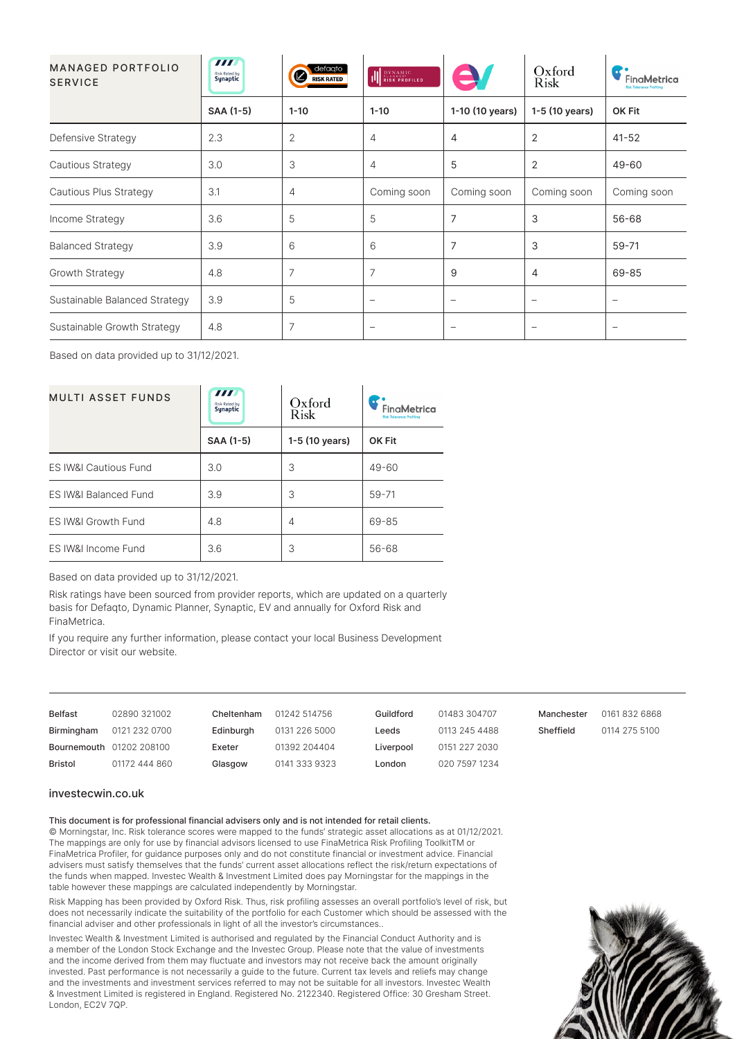| MANAGED PORTFOLIO SERVICE | Synaptic | Defaqto | Dynamic Planner | EV | Oxford Risk | FinaMetrica |
|---|---|---|---|---|---|---|
| | SAA (1-5) | 1-10 | 1-10 | 1-10 (10 years) | 1-5 (10 years) | OK Fit |
| Defensive Strategy | 2.3 | 2 | 4 | 4 | 2 | 41-52 |
| Cautious Strategy | 3.0 | 3 | 4 | 5 | 2 | 49-60 |
| Cautious Plus Strategy | 3.1 | 4 | Coming soon | Coming soon | Coming soon | Coming soon |
| Income Strategy | 3.6 | 5 | 5 | 7 | 3 | 56-68 |
| Balanced Strategy | 3.9 | 6 | 6 | 7 | 3 | 59-71 |
| Growth Strategy | 4.8 | 7 | 7 | 9 | 4 | 69-85 |
| Sustainable Balanced Strategy | 3.9 | 5 | – | – | – | – |
| Sustainable Growth Strategy | 4.8 | 7 | – | – | – | – |

Based on data provided up to 31/12/2021.

| MULTI ASSET FUNDS | Synaptic | Oxford Risk | FinaMetrica |
|---|---|---|---|
| | SAA (1-5) | 1-5 (10 years) | OK Fit |
| ES IW&I Cautious Fund | 3.0 | 3 | 49-60 |
| ES IW&I Balanced Fund | 3.9 | 3 | 59-71 |
| ES IW&I Growth Fund | 4.8 | 4 | 69-85 |
| ES IW&I Income Fund | 3.6 | 3 | 56-68 |

Based on data provided up to 31/12/2021.

Risk ratings have been sourced from provider reports, which are updated on a quarterly basis for Defaqto, Dynamic Planner, Synaptic, EV and annually for Oxford Risk and FinaMetrica.

If you require any further information, please contact your local Business Development Director or visit our website.

| | | | | | | | |
|---|---|---|---|---|---|---|---|
| **Belfast** | 02890 321002 | **Cheltenham** | 01242 514756 | **Guildford** | 01483 304707 | **Manchester** | 0161 832 6868 |
| **Birmingham** | 0121 232 0700 | **Edinburgh** | 0131 226 5000 | **Leeds** | 0113 245 4488 | **Sheffield** | 0114 275 5100 |
| **Bournemouth** | 01202 208100 | **Exeter** | 01392 204404 | **Liverpool** | 0151 227 2030 | | |
| **Bristol** | 01172 444 860 | **Glasgow** | 0141 333 9323 | **London** | 020 7597 1234 | | |

investecwin.co.uk

**This document is for professional financial advisers only and is not intended for retail clients.**

© Morningstar, Inc. Risk tolerance scores were mapped to the funds' strategic asset allocations as at 01/12/2021. The mappings are only for use by financial advisors licensed to use FinaMetrica Risk Profiling ToolkitTM or FinaMetrica Profiler, for guidance purposes only and do not constitute financial or investment advice. Financial advisers must satisfy themselves that the funds' current asset allocations reflect the risk/return expectations of the funds when mapped. Investec Wealth & Investment Limited does pay Morningstar for the mappings in the table however these mappings are calculated independently by Morningstar.

Risk Mapping has been provided by Oxford Risk. Thus, risk profiling assesses an overall portfolio's level of risk, but does not necessarily indicate the suitability of the portfolio for each Customer which should be assessed with the financial adviser and other professionals in light of all the investor's circumstances..

Investec Wealth & Investment Limited is authorised and regulated by the Financial Conduct Authority and is a member of the London Stock Exchange and the Investec Group. Please note that the value of investments and the income derived from them may fluctuate and investors may not receive back the amount originally invested. Past performance is not necessarily a guide to the future. Current tax levels and reliefs may change and the investments and investment services referred to may not be suitable for all investors. Investec Wealth & Investment Limited is registered in England. Registered No. 2122340. Registered Office: 30 Gresham Street. London, EC2V 7QP.